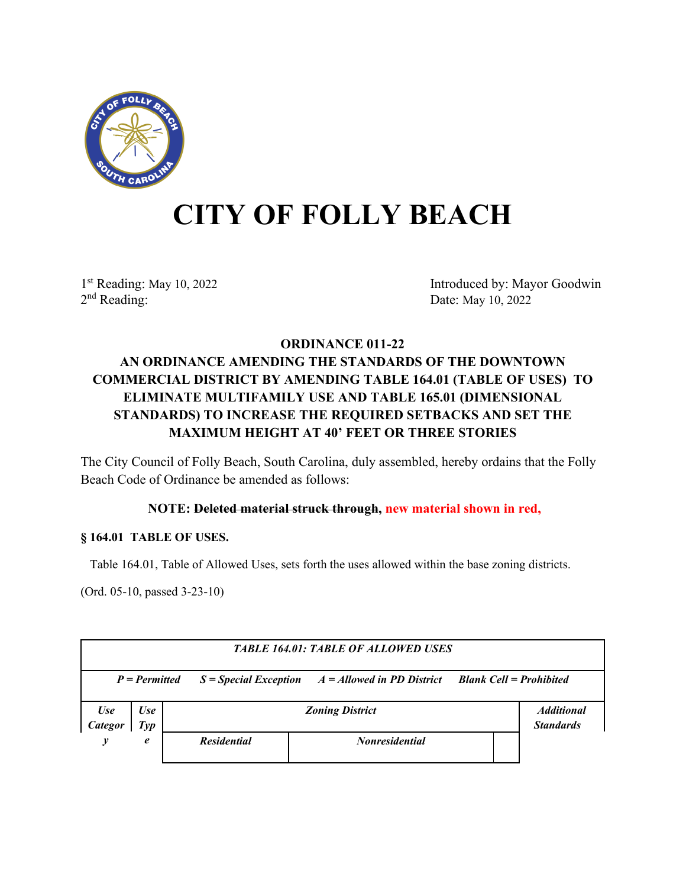# CITY OF FOLLY BEACH

1st Reading: May 10, 2022
2nd Reading:

Introduced by: Mayor Goodwin
Date: May 10, 2022

**ORDINANCE 011-22**

**AN ORDINANCE AMENDING THE STANDARDS OF THE DOWNTOWN COMMERCIAL DISTRICT BY AMENDING TABLE 164.01 (TABLE OF USES) TO ELIMINATE MULTIFAMILY USE AND TABLE 165.01 (DIMENSIONAL STANDARDS) TO INCREASE THE REQUIRED SETBACKS AND SET THE MAXIMUM HEIGHT AT 40' FEET OR THREE STORIES**

The City Council of Folly Beach, South Carolina, duly assembled, hereby ordains that the Folly Beach Code of Ordinance be amended as follows:

**NOTE: ~~Deleted material struck through~~, new material shown in red,**

**§ 164.01 TABLE OF USES.**

Table 164.01, Table of Allowed Uses, sets forth the uses allowed within the base zoning districts.

(Ord. 05-10, passed 3-23-10)

| *TABLE 164.01: TABLE OF ALLOWED USES* | | | | | |
|---|---|---|---|---|---|
| *P = Permitted S = Special Exception A = Allowed in PD District Blank Cell = Prohibited* | | | | | |
| *Use Category* | *Use Type* | *Zoning District* | | | *Additional Standards* |
| | | *Residential* | *Nonresidential* | | |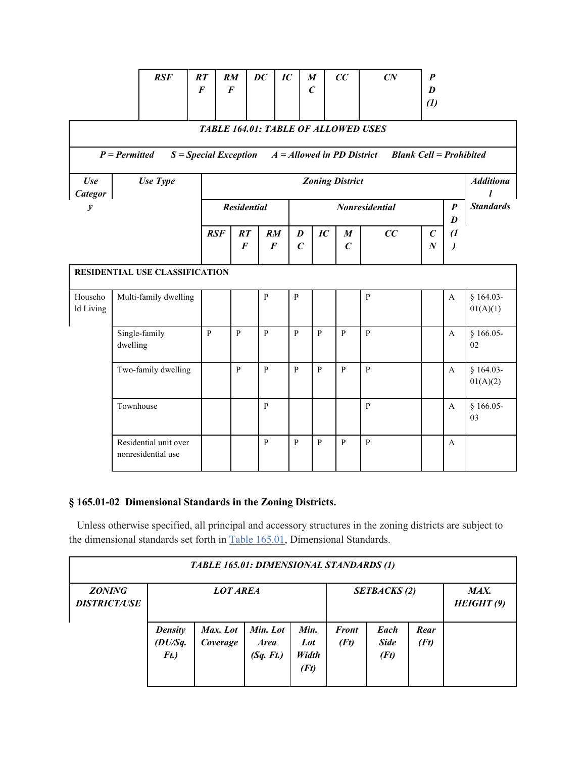| | RSF | RTF | RMF | DC | IC | MC | CC | CN | PD (1) |
|---|---|---|---|---|---|---|---|---|---|

| TABLE 164.01: TABLE OF ALLOWED USES | | | | | | | | | | | |
|---|---|---|---|---|---|---|---|---|---|---|---|
| ***P = Permitted  S = Special Exception  A = Allowed in PD District  Blank Cell = Prohibited*** | | | | | | | | | | | |
| ***Use Category*** | ***Use Type*** | ***Zoning District*** | | | | | | | | | ***Additional Standards*** |
| | | ***Residential*** | | | ***Nonresidential*** | | | | | ***PD (1)*** | |
| | | ***RSF*** | ***RTF*** | ***RMF*** | ***DC*** | ***IC*** | ***MC*** | ***CC*** | ***CN*** | | |
| **RESIDENTIAL USE CLASSIFICATION** | | | | | | | | | | | |
| Household Living | Multi-family dwelling | | | P | ~~P~~ | | | P | | A | § 164.03-01(A)(1) |
| | Single-family dwelling | P | P | P | P | P | P | P | | A | § 166.05-02 |
| | Two-family dwelling | | P | P | P | P | P | P | | A | § 164.03-01(A)(2) |
| | Townhouse | | | P | | | | P | | A | § 166.05-03 |
| | Residential unit over nonresidential use | | | P | P | P | P | P | | A | |

## § 165.01-02 Dimensional Standards in the Zoning Districts.

Unless otherwise specified, all principal and accessory structures in the zoning districts are subject to the dimensional standards set forth in Table 165.01, Dimensional Standards.

| TABLE 165.01: DIMENSIONAL STANDARDS (1) | | | | | | | | |
|---|---|---|---|---|---|---|---|---|
| ***ZONING DISTRICT/USE*** | ***LOT AREA*** | | | | ***SETBACKS (2)*** | | | ***MAX. HEIGHT (9)*** |
| | ***Density (DU/Sq. Ft.)*** | ***Max. Lot Coverage*** | ***Min. Lot Area (Sq. Ft.)*** | ***Min. Lot Width (Ft)*** | ***Front (Ft)*** | ***Each Side (Ft)*** | ***Rear (Ft)*** | |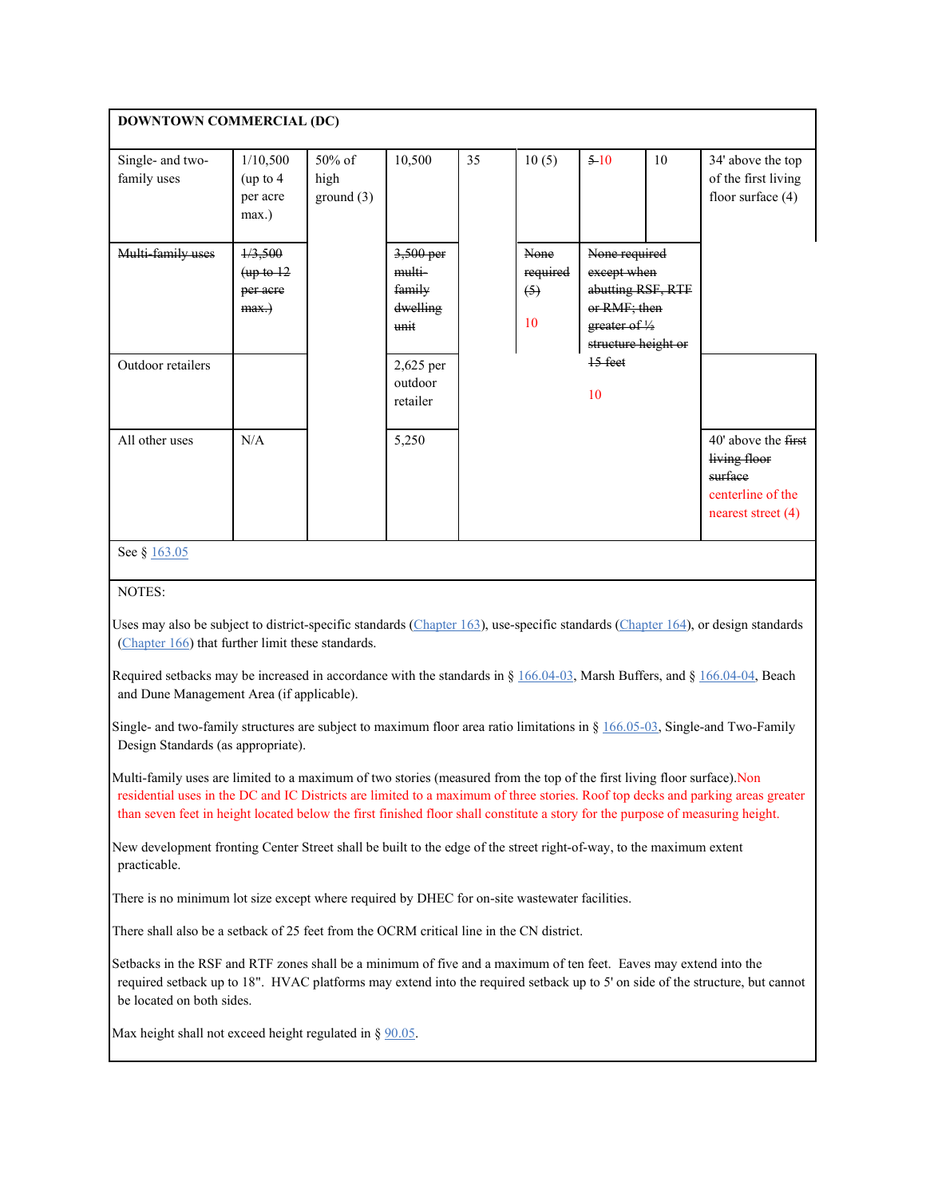| DOWNTOWN COMMERCIAL (DC) | | | | | | | | |
|---|---|---|---|---|---|---|---|---|
| Single- and two-family uses | 1/10,500 (up to 4 per acre max.) | 50% of high ground (3) | 10,500 | 35 | 10 (5) | ~~5~~ 10 | 10 | 34' above the top of the first living floor surface (4) |
| ~~Multi-family uses~~ | ~~1/3,500 (up to 12 per acre max.)~~ | | ~~3,500 per multi-family dwelling unit~~ | | ~~None required (5)~~ 10 | ~~None required except when abutting RSF, RTF or RMF; then greater of ½ structure height or 15 feet~~ 10 | | |
| Outdoor retailers | | | 2,625 per outdoor retailer | | | | | |
| All other uses | N/A | | 5,250 | | | | | 40' above the ~~first living floor surface~~ centerline of the nearest street (4) |
| See § 163.05 | | | | | | | | |

NOTES:

Uses may also be subject to district-specific standards (Chapter 163), use-specific standards (Chapter 164), or design standards (Chapter 166) that further limit these standards.

Required setbacks may be increased in accordance with the standards in § 166.04-03, Marsh Buffers, and § 166.04-04, Beach and Dune Management Area (if applicable).

Single- and two-family structures are subject to maximum floor area ratio limitations in § 166.05-03, Single-and Two-Family Design Standards (as appropriate).

Multi-family uses are limited to a maximum of two stories (measured from the top of the first living floor surface).Non residential uses in the DC and IC Districts are limited to a maximum of three stories. Roof top decks and parking areas greater than seven feet in height located below the first finished floor shall constitute a story for the purpose of measuring height.

New development fronting Center Street shall be built to the edge of the street right-of-way, to the maximum extent practicable.

There is no minimum lot size except where required by DHEC for on-site wastewater facilities.

There shall also be a setback of 25 feet from the OCRM critical line in the CN district.

Setbacks in the RSF and RTF zones shall be a minimum of five and a maximum of ten feet. Eaves may extend into the required setback up to 18". HVAC platforms may extend into the required setback up to 5' on side of the structure, but cannot be located on both sides.

Max height shall not exceed height regulated in § 90.05.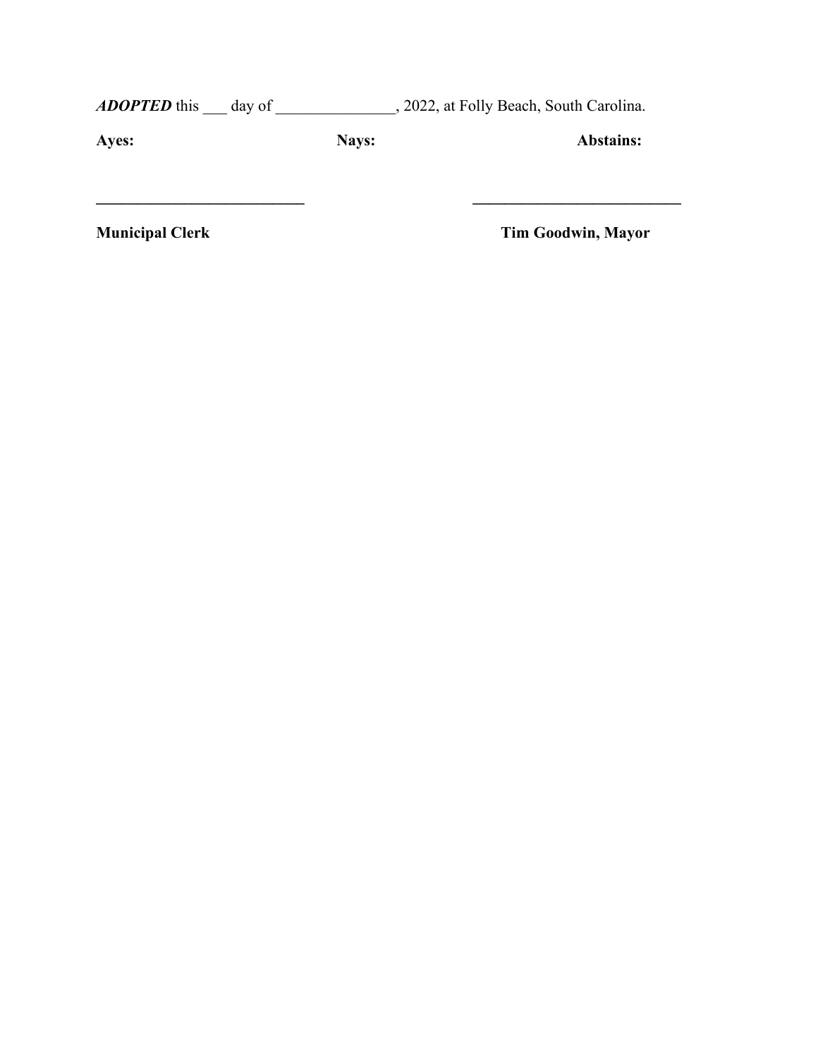***ADOPTED*** this ___ day of _______________, 2022, at Folly Beach, South Carolina.

**Ayes:** **Nays:** **Abstains:**

___________________________ ___________________________

**Municipal Clerk** **Tim Goodwin, Mayor**